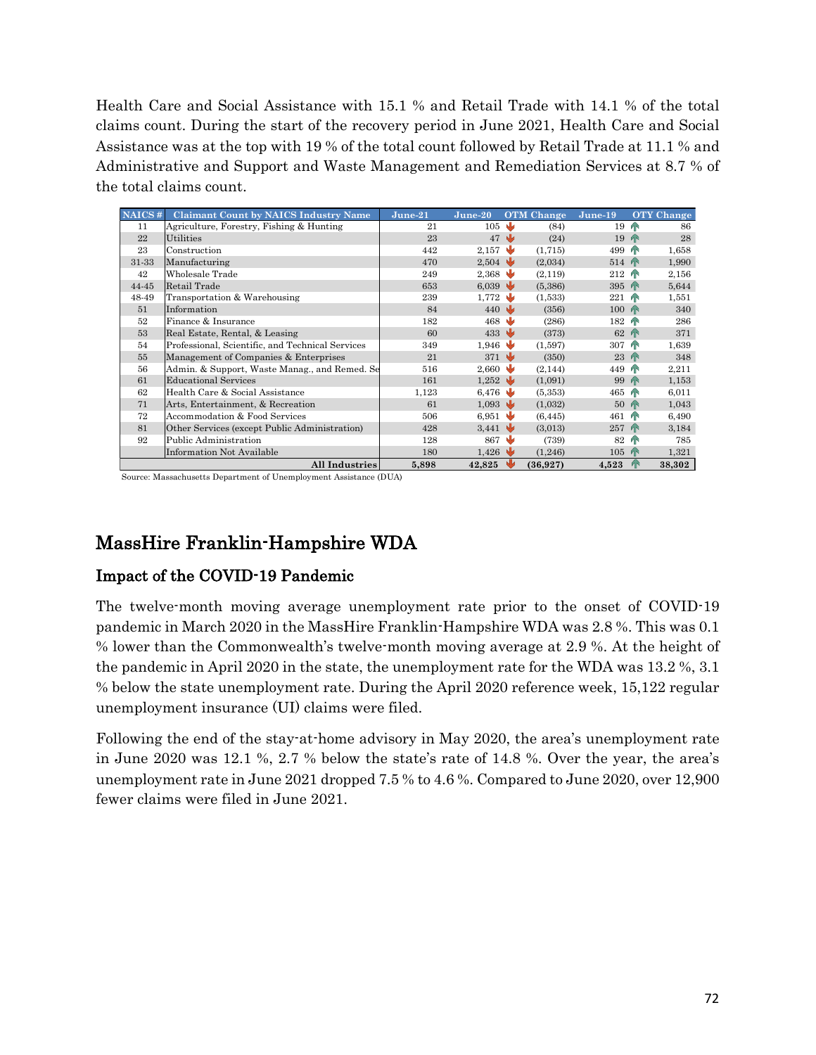Health Care and Social Assistance with 15.1 % and Retail Trade with 14.1 % of the total claims count. During the start of the recovery period in June 2021, Health Care and Social Assistance was at the top with 19 % of the total count followed by Retail Trade at 11.1 % and Administrative and Support and Waste Management and Remediation Services at 8.7 % of the total claims count.

| NAICS # | Claimant Count by NAICS Industry Name | June-21 | June-20 | OTM Change | June-19 | OTY Change |
|---|---|---|---|---|---|---|
| 11 | Agriculture, Forestry, Fishing & Hunting | 21 | 105 | (84) | 19 | 86 |
| 22 | Utilities | 23 | 47 | (24) | 19 | 28 |
| 23 | Construction | 442 | 2,157 | (1,715) | 499 | 1,658 |
| 31-33 | Manufacturing | 470 | 2,504 | (2,034) | 514 | 1,990 |
| 42 | Wholesale Trade | 249 | 2,368 | (2,119) | 212 | 2,156 |
| 44-45 | Retail Trade | 653 | 6,039 | (5,386) | 395 | 5,644 |
| 48-49 | Transportation & Warehousing | 239 | 1,772 | (1,533) | 221 | 1,551 |
| 51 | Information | 84 | 440 | (356) | 100 | 340 |
| 52 | Finance & Insurance | 182 | 468 | (286) | 182 | 286 |
| 53 | Real Estate, Rental, & Leasing | 60 | 433 | (373) | 62 | 371 |
| 54 | Professional, Scientific, and Technical Services | 349 | 1,946 | (1,597) | 307 | 1,639 |
| 55 | Management of Companies & Enterprises | 21 | 371 | (350) | 23 | 348 |
| 56 | Admin. & Support, Waste Manag., and Remed. Se | 516 | 2,660 | (2,144) | 449 | 2,211 |
| 61 | Educational Services | 161 | 1,252 | (1,091) | 99 | 1,153 |
| 62 | Health Care & Social Assistance | 1,123 | 6,476 | (5,353) | 465 | 6,011 |
| 71 | Arts, Entertainment, & Recreation | 61 | 1,093 | (1,032) | 50 | 1,043 |
| 72 | Accommodation & Food Services | 506 | 6,951 | (6,445) | 461 | 6,490 |
| 81 | Other Services (except Public Administration) | 428 | 3,441 | (3,013) | 257 | 3,184 |
| 92 | Public Administration | 128 | 867 | (739) | 82 | 785 |
| | Information Not Available | 180 | 1,426 | (1,246) | 105 | 1,321 |
| | **All Industries** | **5,898** | **42,825** | **(36,927)** | **4,523** | **38,302** |

Source: Massachusetts Department of Unemployment Assistance (DUA)

## MassHire Franklin-Hampshire WDA

### Impact of the COVID-19 Pandemic

The twelve-month moving average unemployment rate prior to the onset of COVID-19 pandemic in March 2020 in the MassHire Franklin-Hampshire WDA was 2.8 %. This was 0.1 % lower than the Commonwealth's twelve-month moving average at 2.9 %. At the height of the pandemic in April 2020 in the state, the unemployment rate for the WDA was 13.2 %, 3.1 % below the state unemployment rate. During the April 2020 reference week, 15,122 regular unemployment insurance (UI) claims were filed.

Following the end of the stay-at-home advisory in May 2020, the area's unemployment rate in June 2020 was 12.1 %, 2.7 % below the state's rate of 14.8 %. Over the year, the area's unemployment rate in June 2021 dropped 7.5 % to 4.6 %. Compared to June 2020, over 12,900 fewer claims were filed in June 2021.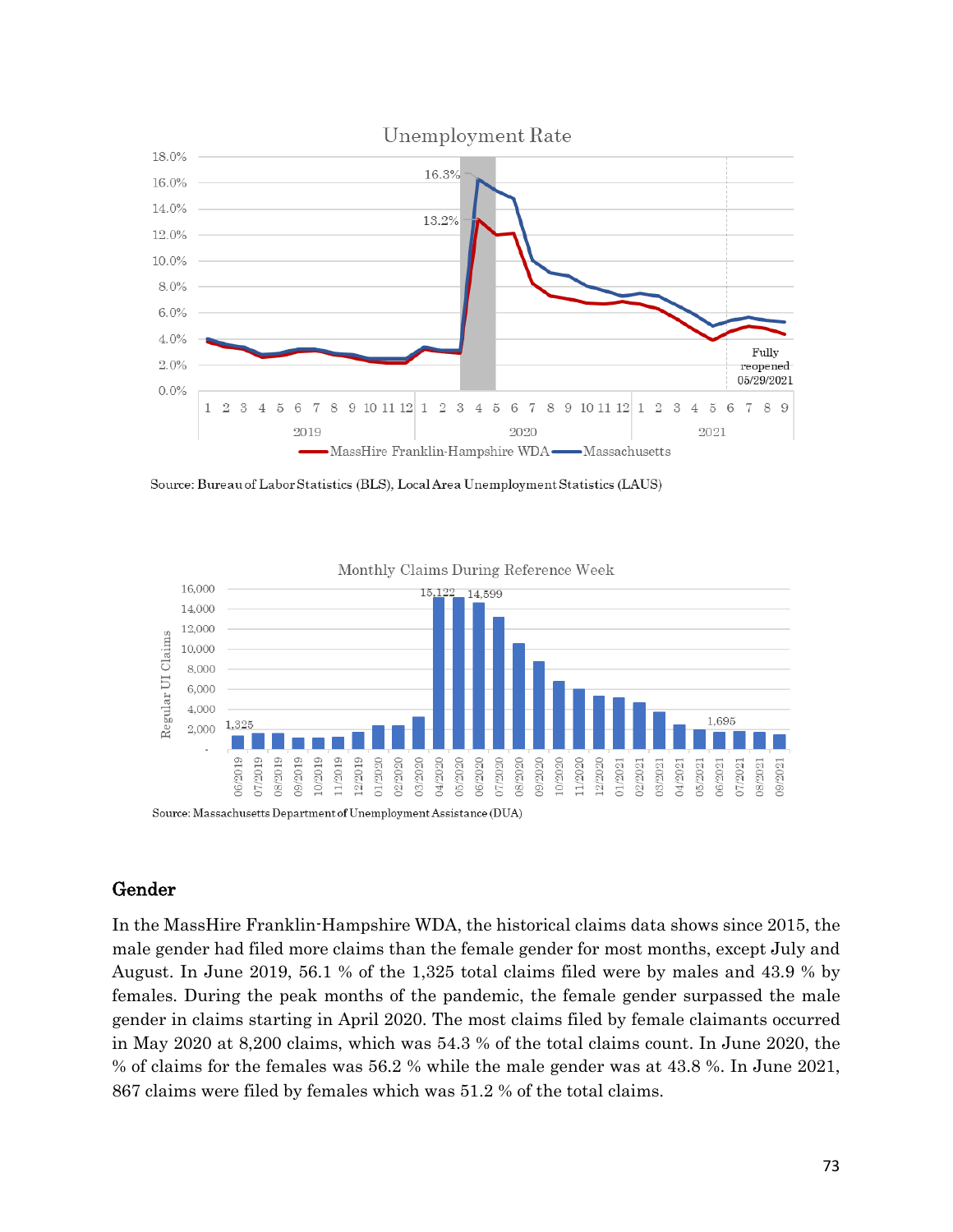Source: Bureau of Labor Statistics (BLS), Local Area Unemployment Statistics (LAUS)

Source: Massachusetts Department of Unemployment Assistance (DUA)

## Gender

In the MassHire Franklin-Hampshire WDA, the historical claims data shows since 2015, the male gender had filed more claims than the female gender for most months, except July and August. In June 2019, 56.1 % of the 1,325 total claims filed were by males and 43.9 % by females. During the peak months of the pandemic, the female gender surpassed the male gender in claims starting in April 2020. The most claims filed by female claimants occurred in May 2020 at 8,200 claims, which was 54.3 % of the total claims count. In June 2020, the % of claims for the females was 56.2 % while the male gender was at 43.8 %. In June 2021, 867 claims were filed by females which was 51.2 % of the total claims.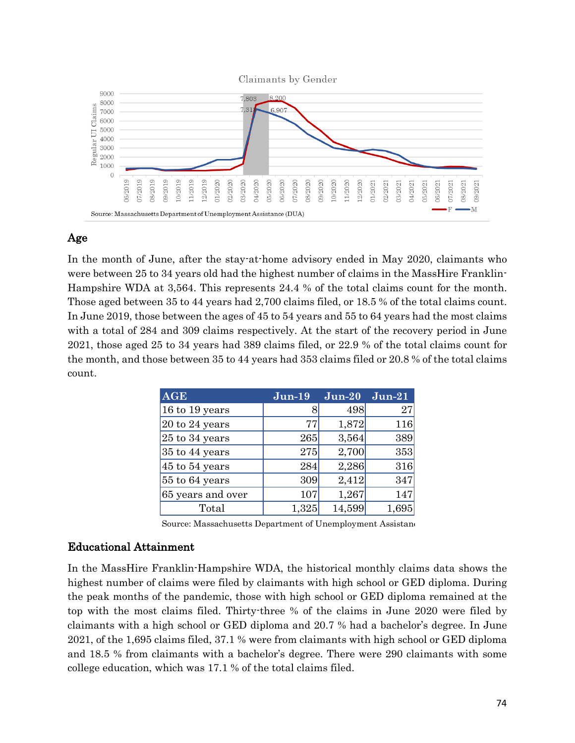Claimants by Gender

Source: Massachusetts Department of Unemployment Assistance (DUA)

## Age

In the month of June, after the stay-at-home advisory ended in May 2020, claimants who were between 25 to 34 years old had the highest number of claims in the MassHire Franklin-Hampshire WDA at 3,564. This represents 24.4 % of the total claims count for the month. Those aged between 35 to 44 years had 2,700 claims filed, or 18.5 % of the total claims count. In June 2019, those between the ages of 45 to 54 years and 55 to 64 years had the most claims with a total of 284 and 309 claims respectively. At the start of the recovery period in June 2021, those aged 25 to 34 years had 389 claims filed, or 22.9 % of the total claims count for the month, and those between 35 to 44 years had 353 claims filed or 20.8 % of the total claims count.

| AGE | Jun-19 | Jun-20 | Jun-21 |
|---|---|---|---|
| 16 to 19 years | 8 | 498 | 27 |
| 20 to 24 years | 77 | 1,872 | 116 |
| 25 to 34 years | 265 | 3,564 | 389 |
| 35 to 44 years | 275 | 2,700 | 353 |
| 45 to 54 years | 284 | 2,286 | 316 |
| 55 to 64 years | 309 | 2,412 | 347 |
| 65 years and over | 107 | 1,267 | 147 |
| Total | 1,325 | 14,599 | 1,695 |

Source: Massachusetts Department of Unemployment Assistan

## Educational Attainment

In the MassHire Franklin-Hampshire WDA, the historical monthly claims data shows the highest number of claims were filed by claimants with high school or GED diploma. During the peak months of the pandemic, those with high school or GED diploma remained at the top with the most claims filed. Thirty-three % of the claims in June 2020 were filed by claimants with a high school or GED diploma and 20.7 % had a bachelor's degree. In June 2021, of the 1,695 claims filed, 37.1 % were from claimants with high school or GED diploma and 18.5 % from claimants with a bachelor's degree. There were 290 claimants with some college education, which was 17.1 % of the total claims filed.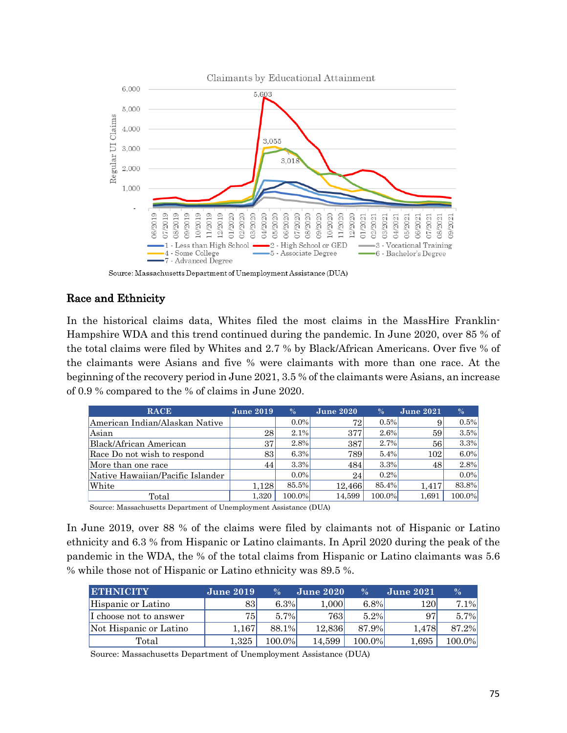Claimants by Educational Attainment

Source: Massachusetts Department of Unemployment Assistance (DUA)

## Race and Ethnicity

In the historical claims data, Whites filed the most claims in the MassHire Franklin-Hampshire WDA and this trend continued during the pandemic. In June 2020, over 85 % of the total claims were filed by Whites and 2.7 % by Black/African Americans. Over five % of the claimants were Asians and five % were claimants with more than one race. At the beginning of the recovery period in June 2021, 3.5 % of the claimants were Asians, an increase of 0.9 % compared to the % of claims in June 2020.

| RACE | June 2019 | % | June 2020 | % | June 2021 | % |
|---|---|---|---|---|---|---|
| American Indian/Alaskan Native | | 0.0% | 72 | 0.5% | 9 | 0.5% |
| Asian | 28 | 2.1% | 377 | 2.6% | 59 | 3.5% |
| Black/African American | 37 | 2.8% | 387 | 2.7% | 56 | 3.3% |
| Race Do not wish to respond | 83 | 6.3% | 789 | 5.4% | 102 | 6.0% |
| More than one race | 44 | 3.3% | 484 | 3.3% | 48 | 2.8% |
| Native Hawaiian/Pacific Islander | | 0.0% | 24 | 0.2% | | 0.0% |
| White | 1,128 | 85.5% | 12,466 | 85.4% | 1,417 | 83.8% |
| Total | 1,320 | 100.0% | 14,599 | 100.0% | 1,691 | 100.0% |

Source: Massachusetts Department of Unemployment Assistance (DUA)

In June 2019, over 88 % of the claims were filed by claimants not of Hispanic or Latino ethnicity and 6.3 % from Hispanic or Latino claimants. In April 2020 during the peak of the pandemic in the WDA, the % of the total claims from Hispanic or Latino claimants was 5.6 % while those not of Hispanic or Latino ethnicity was 89.5 %.

| ETHNICITY | June 2019 | % | June 2020 | % | June 2021 | % |
|---|---|---|---|---|---|---|
| Hispanic or Latino | 83 | 6.3% | 1,000 | 6.8% | 120 | 7.1% |
| I choose not to answer | 75 | 5.7% | 763 | 5.2% | 97 | 5.7% |
| Not Hispanic or Latino | 1,167 | 88.1% | 12,836 | 87.9% | 1,478 | 87.2% |
| Total | 1,325 | 100.0% | 14,599 | 100.0% | 1,695 | 100.0% |

Source: Massachusetts Department of Unemployment Assistance (DUA)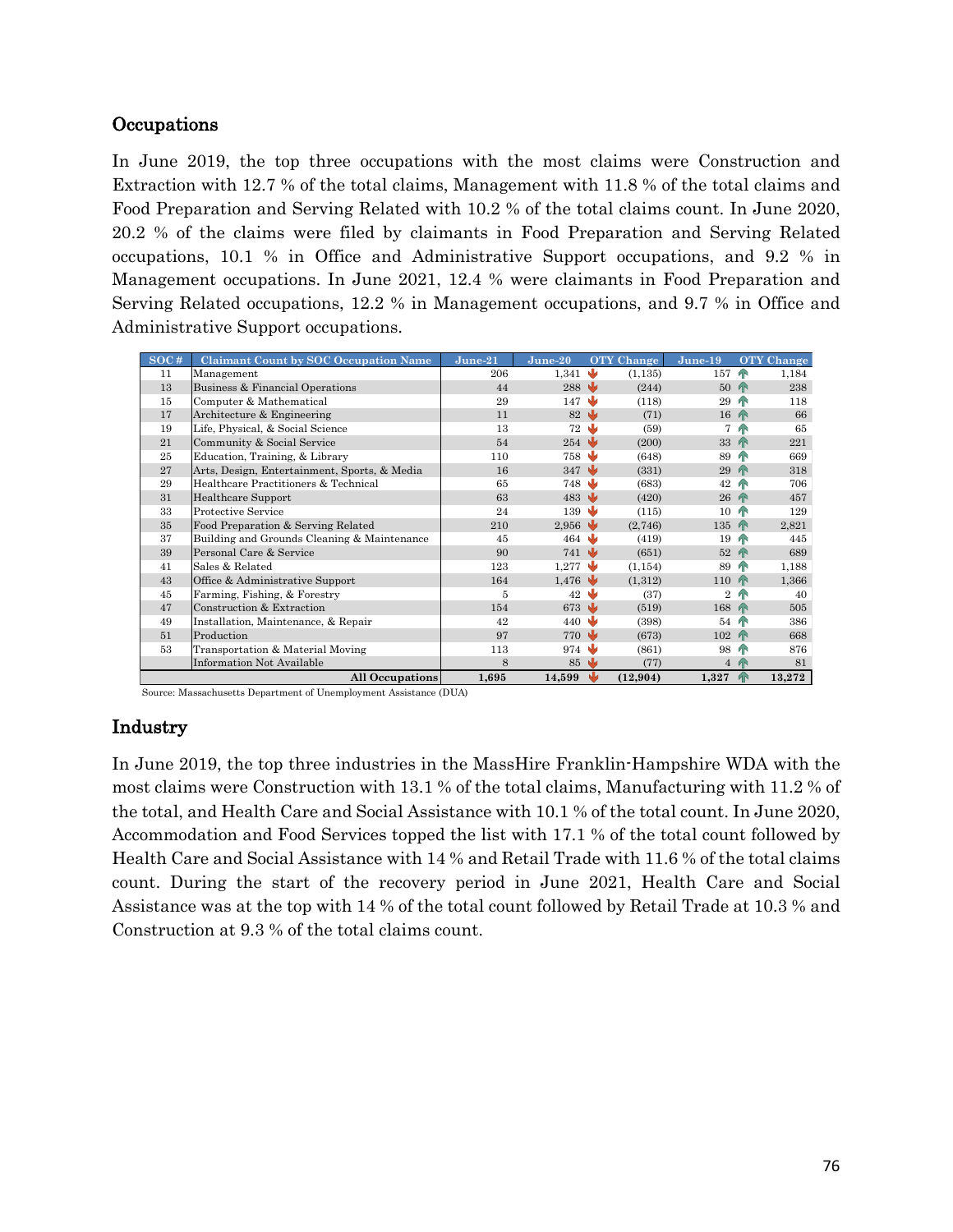## Occupations

In June 2019, the top three occupations with the most claims were Construction and Extraction with 12.7 % of the total claims, Management with 11.8 % of the total claims and Food Preparation and Serving Related with 10.2 % of the total claims count. In June 2020, 20.2 % of the claims were filed by claimants in Food Preparation and Serving Related occupations, 10.1 % in Office and Administrative Support occupations, and 9.2 % in Management occupations. In June 2021, 12.4 % were claimants in Food Preparation and Serving Related occupations, 12.2 % in Management occupations, and 9.7 % in Office and Administrative Support occupations.

| SOC # | Claimant Count by SOC Occupation Name | June-21 | June-20 | OTY Change | June-19 | OTY Change |
|---|---|---|---|---|---|---|
| 11 | Management | 206 | 1,341 | (1,135) | 157 | 1,184 |
| 13 | Business & Financial Operations | 44 | 288 | (244) | 50 | 238 |
| 15 | Computer & Mathematical | 29 | 147 | (118) | 29 | 118 |
| 17 | Architecture & Engineering | 11 | 82 | (71) | 16 | 66 |
| 19 | Life, Physical, & Social Science | 13 | 72 | (59) | 7 | 65 |
| 21 | Community & Social Service | 54 | 254 | (200) | 33 | 221 |
| 25 | Education, Training, & Library | 110 | 758 | (648) | 89 | 669 |
| 27 | Arts, Design, Entertainment, Sports, & Media | 16 | 347 | (331) | 29 | 318 |
| 29 | Healthcare Practitioners & Technical | 65 | 748 | (683) | 42 | 706 |
| 31 | Healthcare Support | 63 | 483 | (420) | 26 | 457 |
| 33 | Protective Service | 24 | 139 | (115) | 10 | 129 |
| 35 | Food Preparation & Serving Related | 210 | 2,956 | (2,746) | 135 | 2,821 |
| 37 | Building and Grounds Cleaning & Maintenance | 45 | 464 | (419) | 19 | 445 |
| 39 | Personal Care & Service | 90 | 741 | (651) | 52 | 689 |
| 41 | Sales & Related | 123 | 1,277 | (1,154) | 89 | 1,188 |
| 43 | Office & Administrative Support | 164 | 1,476 | (1,312) | 110 | 1,366 |
| 45 | Farming, Fishing, & Forestry | 5 | 42 | (37) | 2 | 40 |
| 47 | Construction & Extraction | 154 | 673 | (519) | 168 | 505 |
| 49 | Installation, Maintenance, & Repair | 42 | 440 | (398) | 54 | 386 |
| 51 | Production | 97 | 770 | (673) | 102 | 668 |
| 53 | Transportation & Material Moving | 113 | 974 | (861) | 98 | 876 |
| | Information Not Available | 8 | 85 | (77) | 4 | 81 |
| | **All Occupations** | **1,695** | **14,599** | **(12,904)** | **1,327** | **13,272** |

Source: Massachusetts Department of Unemployment Assistance (DUA)

## Industry

In June 2019, the top three industries in the MassHire Franklin-Hampshire WDA with the most claims were Construction with 13.1 % of the total claims, Manufacturing with 11.2 % of the total, and Health Care and Social Assistance with 10.1 % of the total count. In June 2020, Accommodation and Food Services topped the list with 17.1 % of the total count followed by Health Care and Social Assistance with 14 % and Retail Trade with 11.6 % of the total claims count. During the start of the recovery period in June 2021, Health Care and Social Assistance was at the top with 14 % of the total count followed by Retail Trade at 10.3 % and Construction at 9.3 % of the total claims count.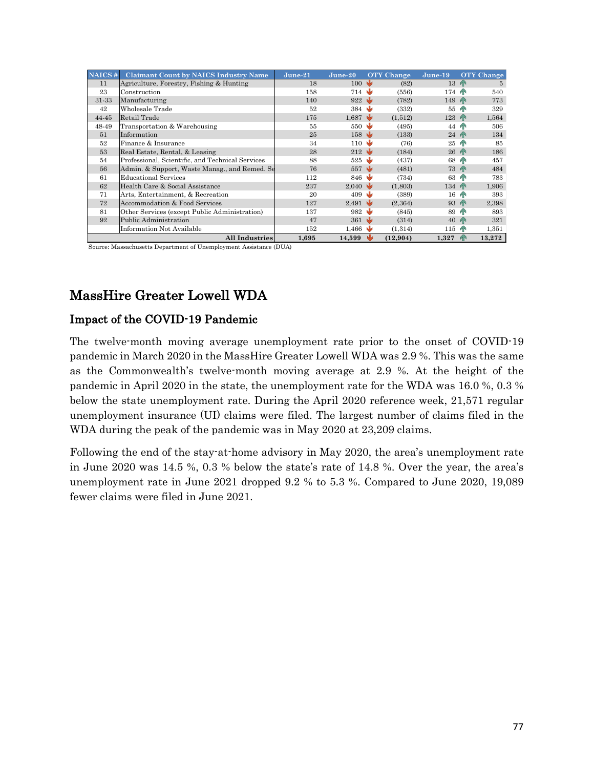| NAICS # | Claimant Count by NAICS Industry Name | June-21 | June-20 | OTY Change | June-19 | OTY Change |
|---|---|---|---|---|---|---|
| 11 | Agriculture, Forestry, Fishing & Hunting | 18 | 100 | (82) | 13 | 5 |
| 23 | Construction | 158 | 714 | (556) | 174 | 540 |
| 31-33 | Manufacturing | 140 | 922 | (782) | 149 | 773 |
| 42 | Wholesale Trade | 52 | 384 | (332) | 55 | 329 |
| 44-45 | Retail Trade | 175 | 1,687 | (1,512) | 123 | 1,564 |
| 48-49 | Transportation & Warehousing | 55 | 550 | (495) | 44 | 506 |
| 51 | Information | 25 | 158 | (133) | 24 | 134 |
| 52 | Finance & Insurance | 34 | 110 | (76) | 25 | 85 |
| 53 | Real Estate, Rental, & Leasing | 28 | 212 | (184) | 26 | 186 |
| 54 | Professional, Scientific, and Technical Services | 88 | 525 | (437) | 68 | 457 |
| 56 | Admin. & Support, Waste Manag., and Remed. Se | 76 | 557 | (481) | 73 | 484 |
| 61 | Educational Services | 112 | 846 | (734) | 63 | 783 |
| 62 | Health Care & Social Assistance | 237 | 2,040 | (1,803) | 134 | 1,906 |
| 71 | Arts, Entertainment, & Recreation | 20 | 409 | (389) | 16 | 393 |
| 72 | Accommodation & Food Services | 127 | 2,491 | (2,364) | 93 | 2,398 |
| 81 | Other Services (except Public Administration) | 137 | 982 | (845) | 89 | 893 |
| 92 | Public Administration | 47 | 361 | (314) | 40 | 321 |
| | Information Not Available | 152 | 1,466 | (1,314) | 115 | 1,351 |
| | **All Industries** | **1,695** | **14,599** | **(12,904)** | **1,327** | **13,272** |

Source: Massachusetts Department of Unemployment Assistance (DUA)

## MassHire Greater Lowell WDA

### Impact of the COVID-19 Pandemic

The twelve-month moving average unemployment rate prior to the onset of COVID-19 pandemic in March 2020 in the MassHire Greater Lowell WDA was 2.9 %. This was the same as the Commonwealth's twelve-month moving average at 2.9 %. At the height of the pandemic in April 2020 in the state, the unemployment rate for the WDA was 16.0 %, 0.3 % below the state unemployment rate. During the April 2020 reference week, 21,571 regular unemployment insurance (UI) claims were filed. The largest number of claims filed in the WDA during the peak of the pandemic was in May 2020 at 23,209 claims.

Following the end of the stay-at-home advisory in May 2020, the area's unemployment rate in June 2020 was 14.5 %, 0.3 % below the state's rate of 14.8 %. Over the year, the area's unemployment rate in June 2021 dropped 9.2 % to 5.3 %. Compared to June 2020, 19,089 fewer claims were filed in June 2021.